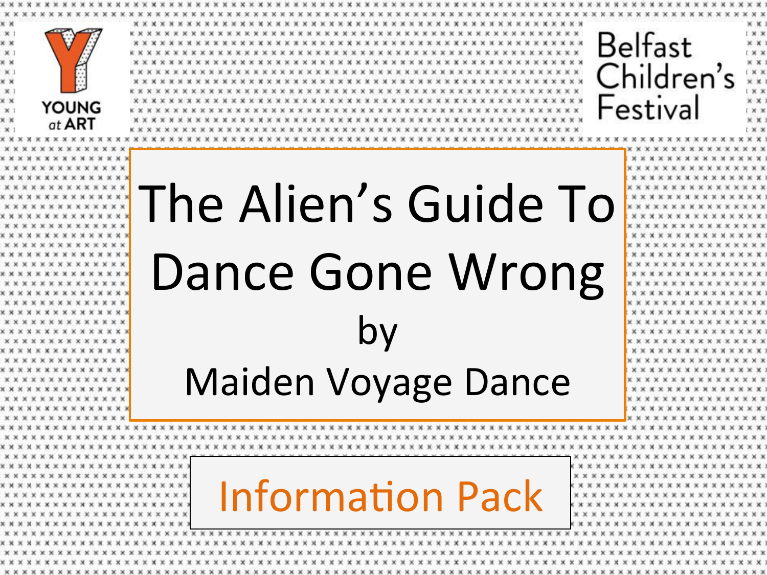YOUNG at ART

Belfast Children's Festival

# The Alien's Guide To Dance Gone Wrong

by

Maiden Voyage Dance

## Information Pack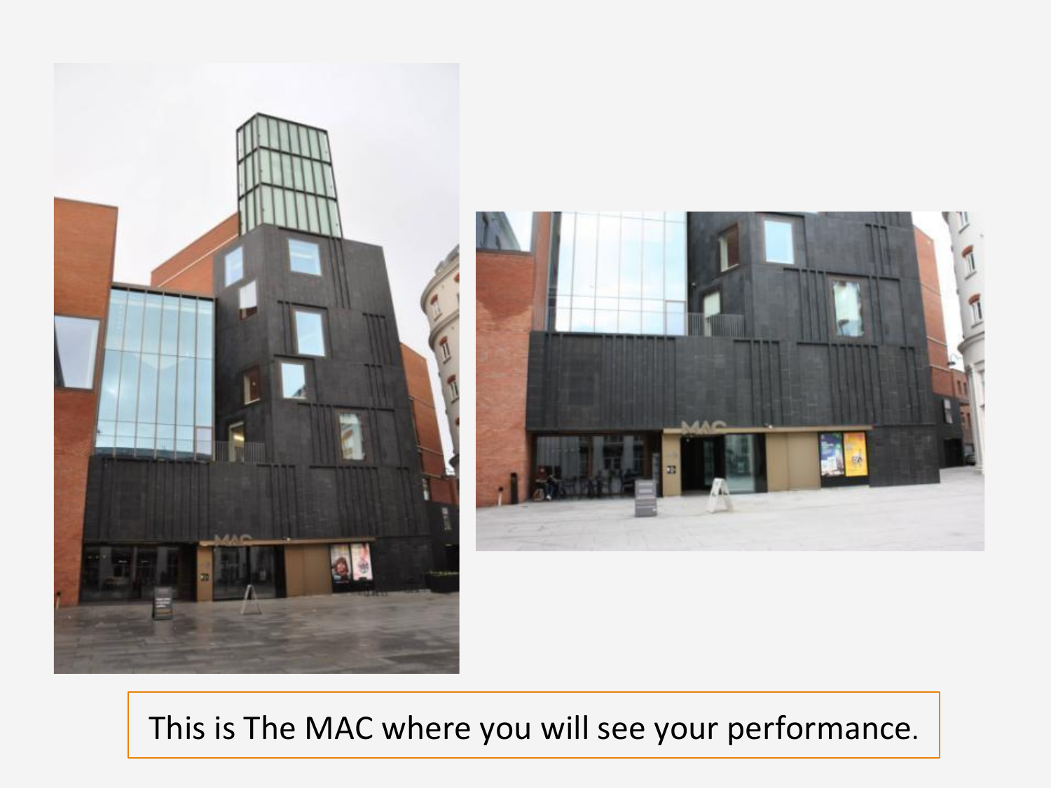This is The MAC where you will see your performance.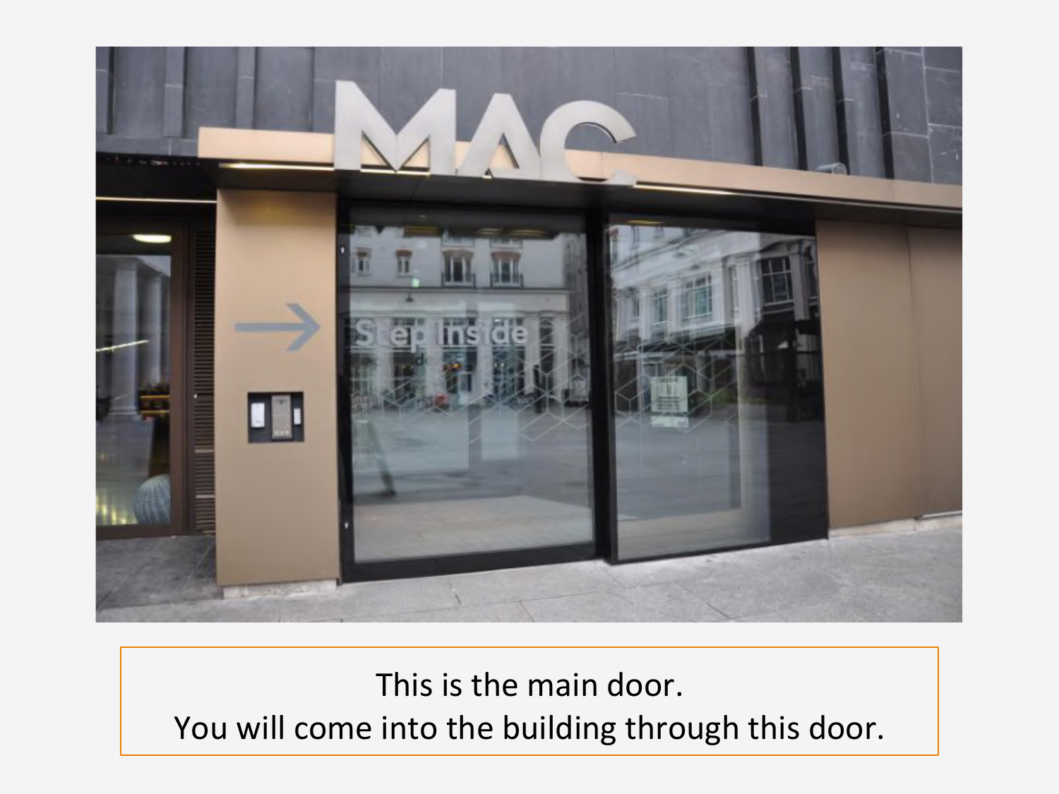This is the main door.
You will come into the building through this door.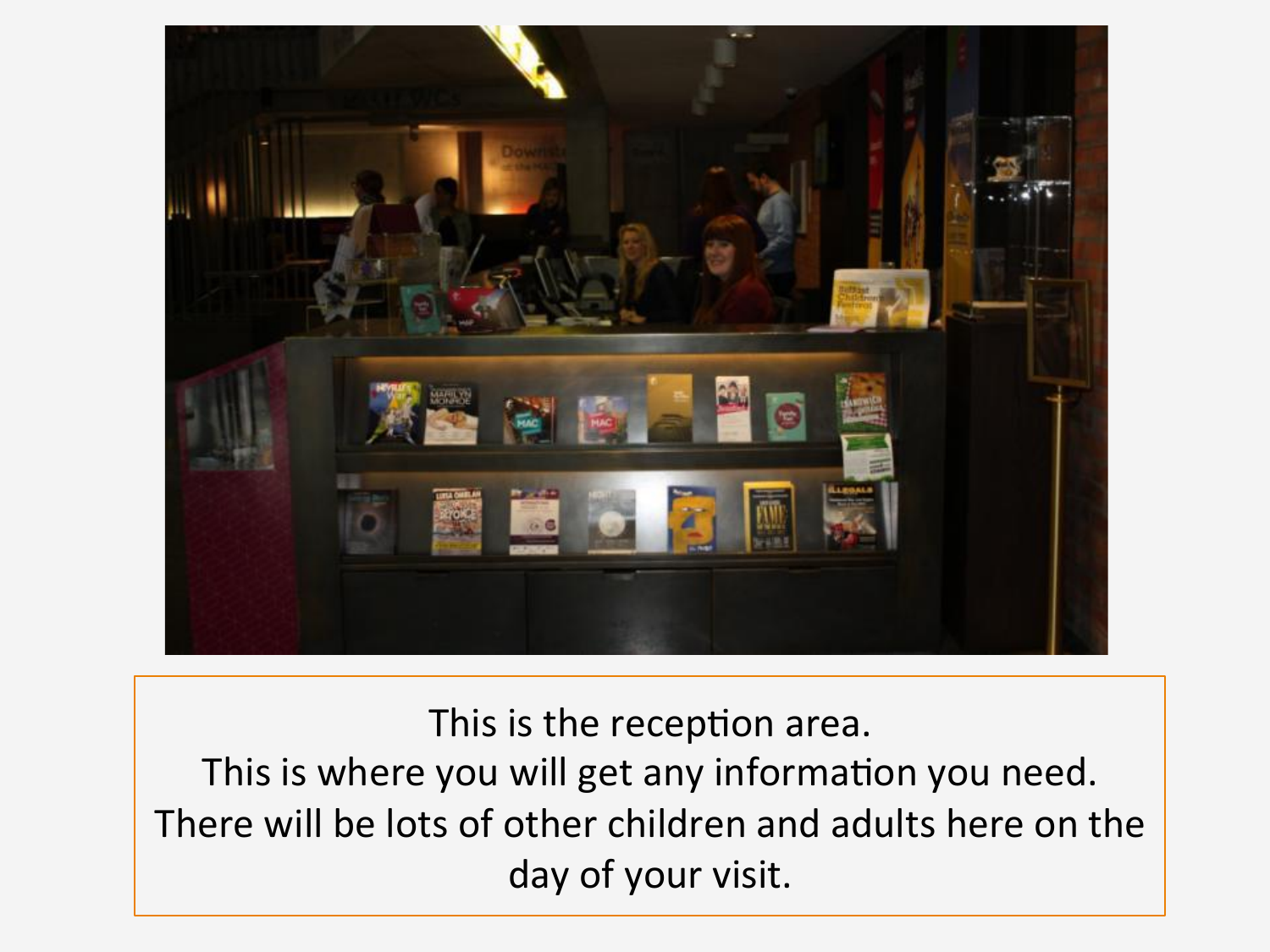This is the reception area.
This is where you will get any information you need.
There will be lots of other children and adults here on the day of your visit.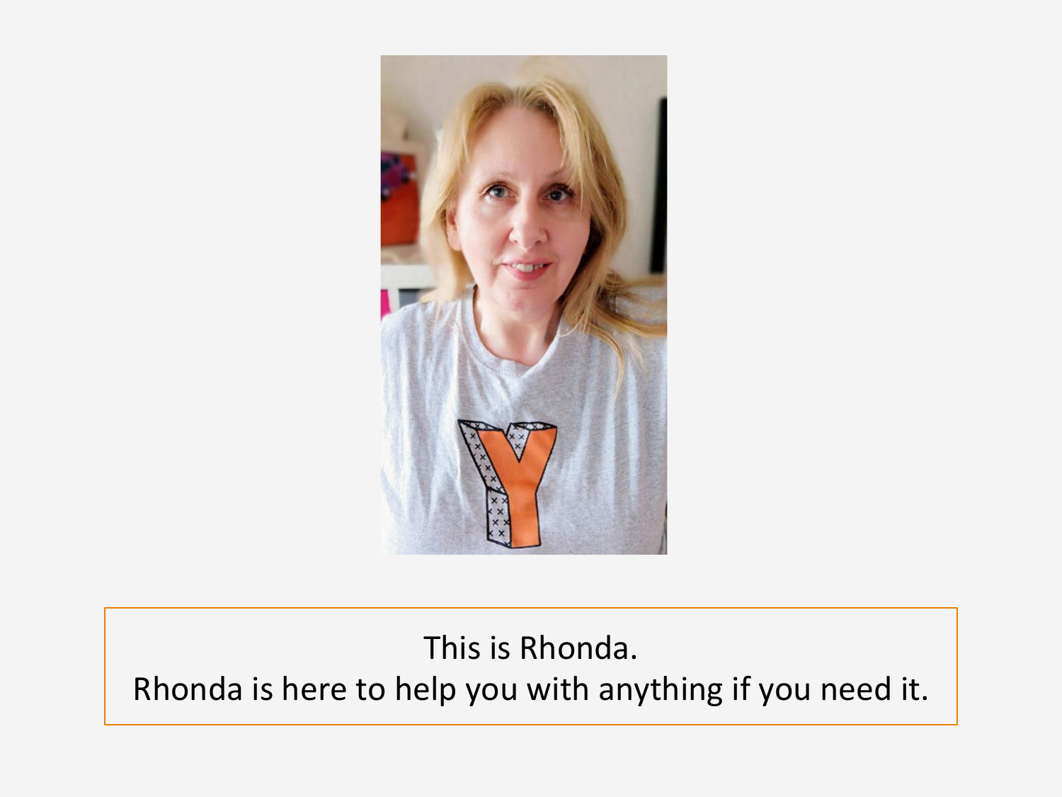This is Rhonda.
Rhonda is here to help you with anything if you need it.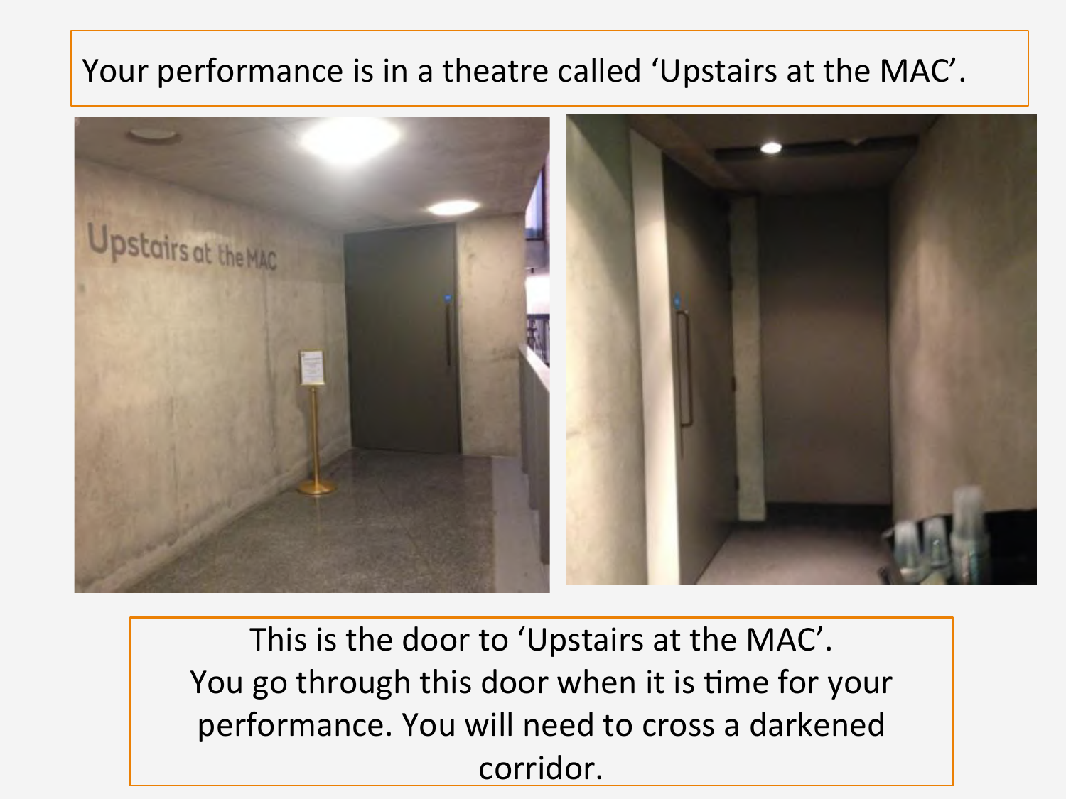Your performance is in a theatre called 'Upstairs at the MAC'.

This is the door to 'Upstairs at the MAC'.
You go through this door when it is time for your performance. You will need to cross a darkened corridor.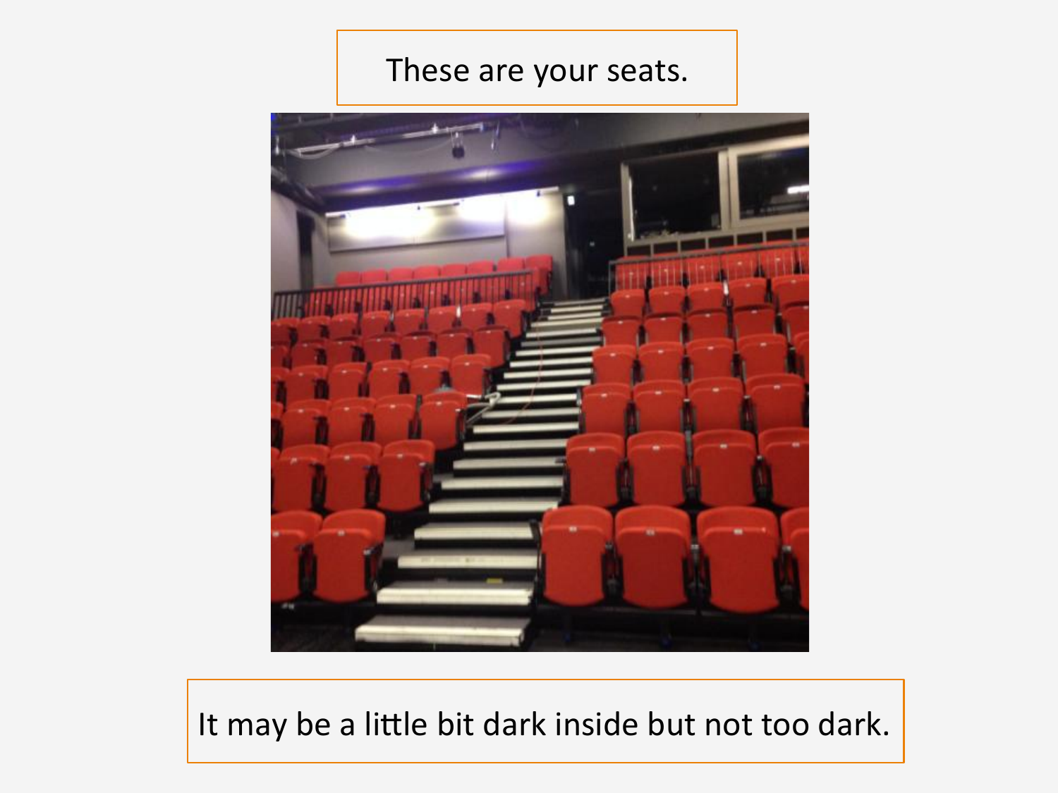These are your seats.

It may be a little bit dark inside but not too dark.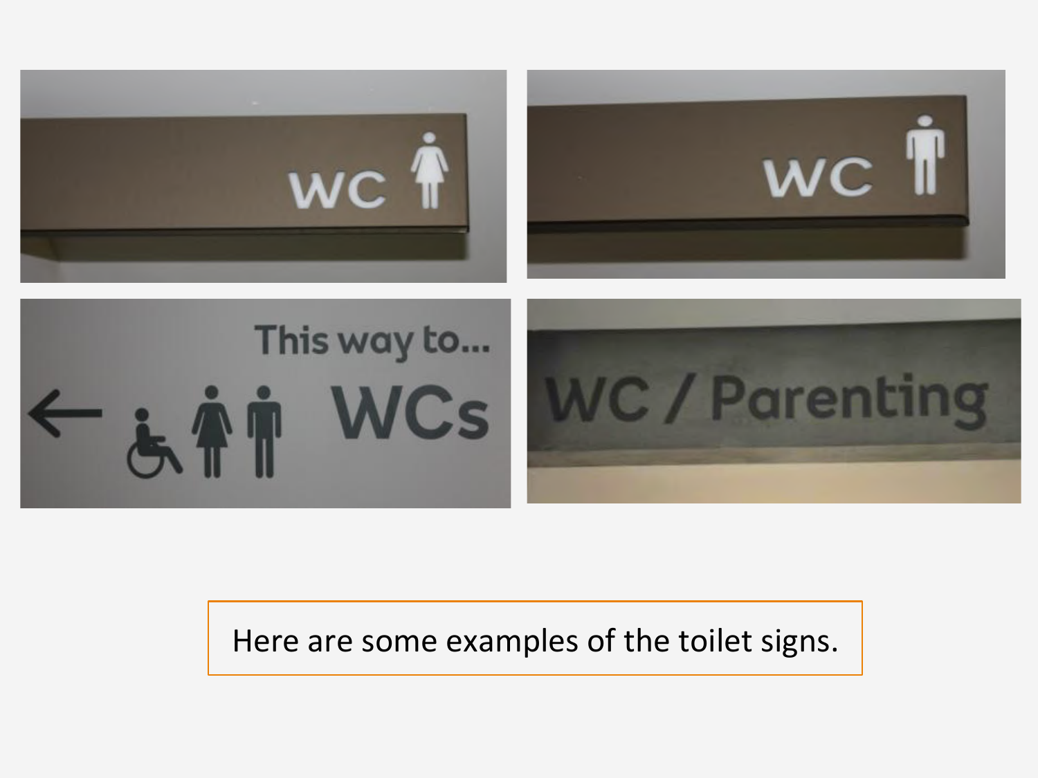Here are some examples of the toilet signs.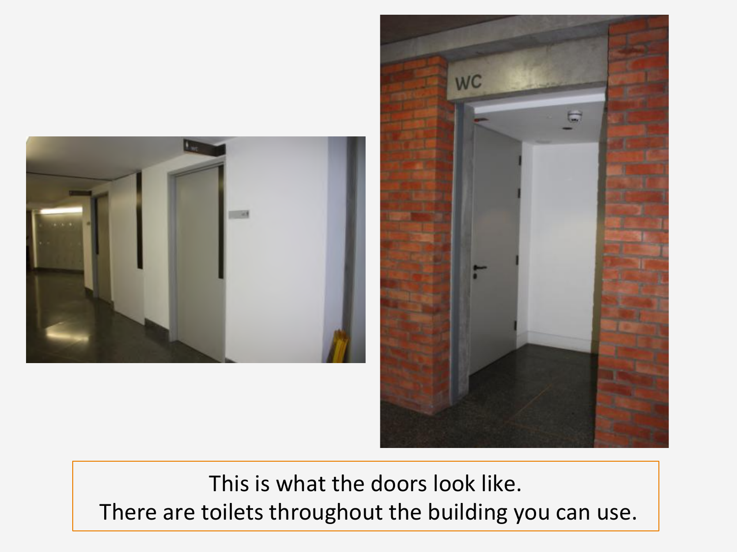This is what the doors look like.

There are toilets throughout the building you can use.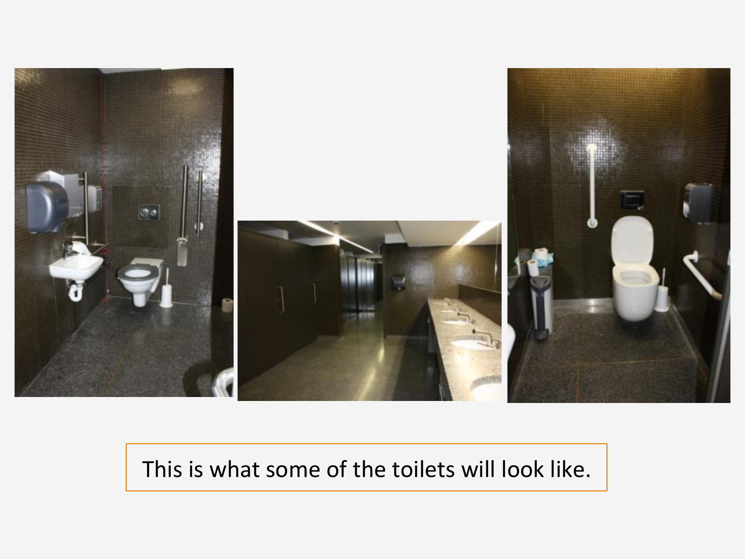This is what some of the toilets will look like.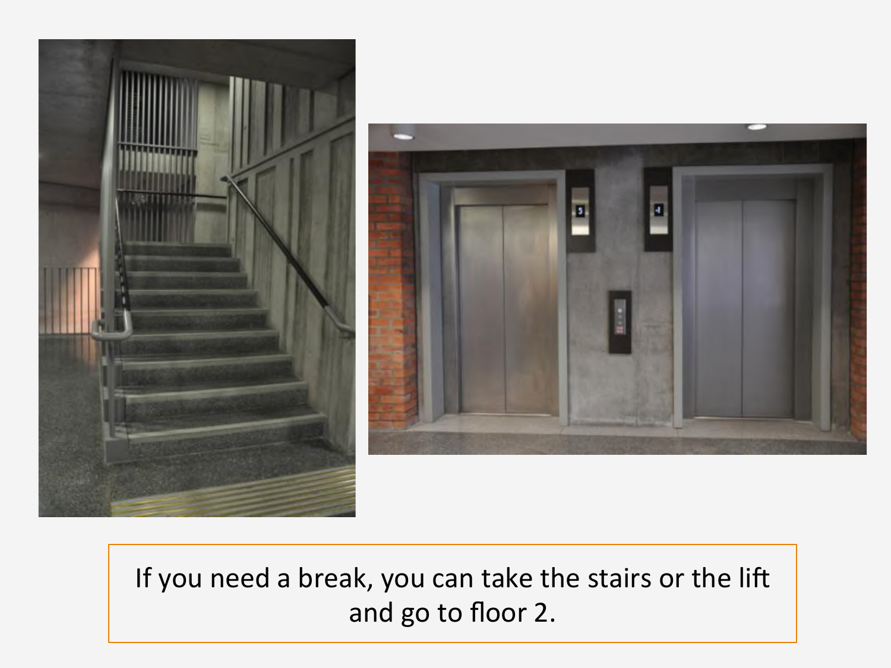If you need a break, you can take the stairs or the lift and go to floor 2.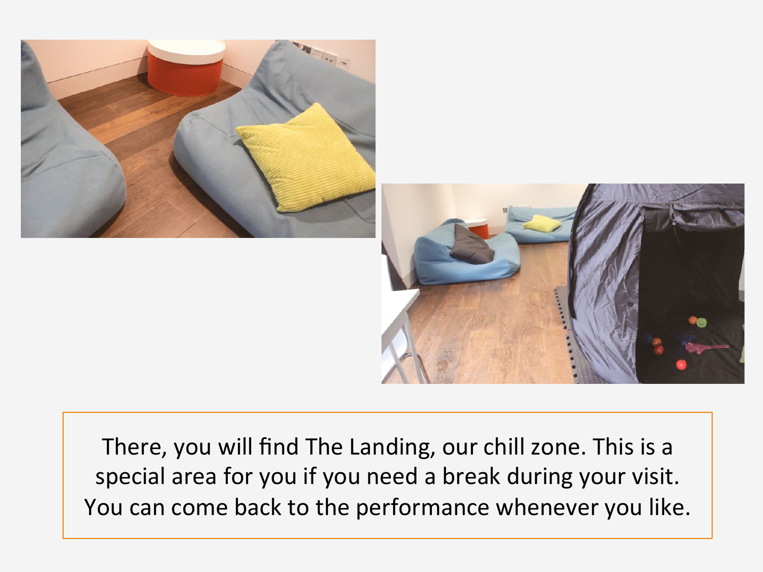There, you will find The Landing, our chill zone. This is a special area for you if you need a break during your visit. You can come back to the performance whenever you like.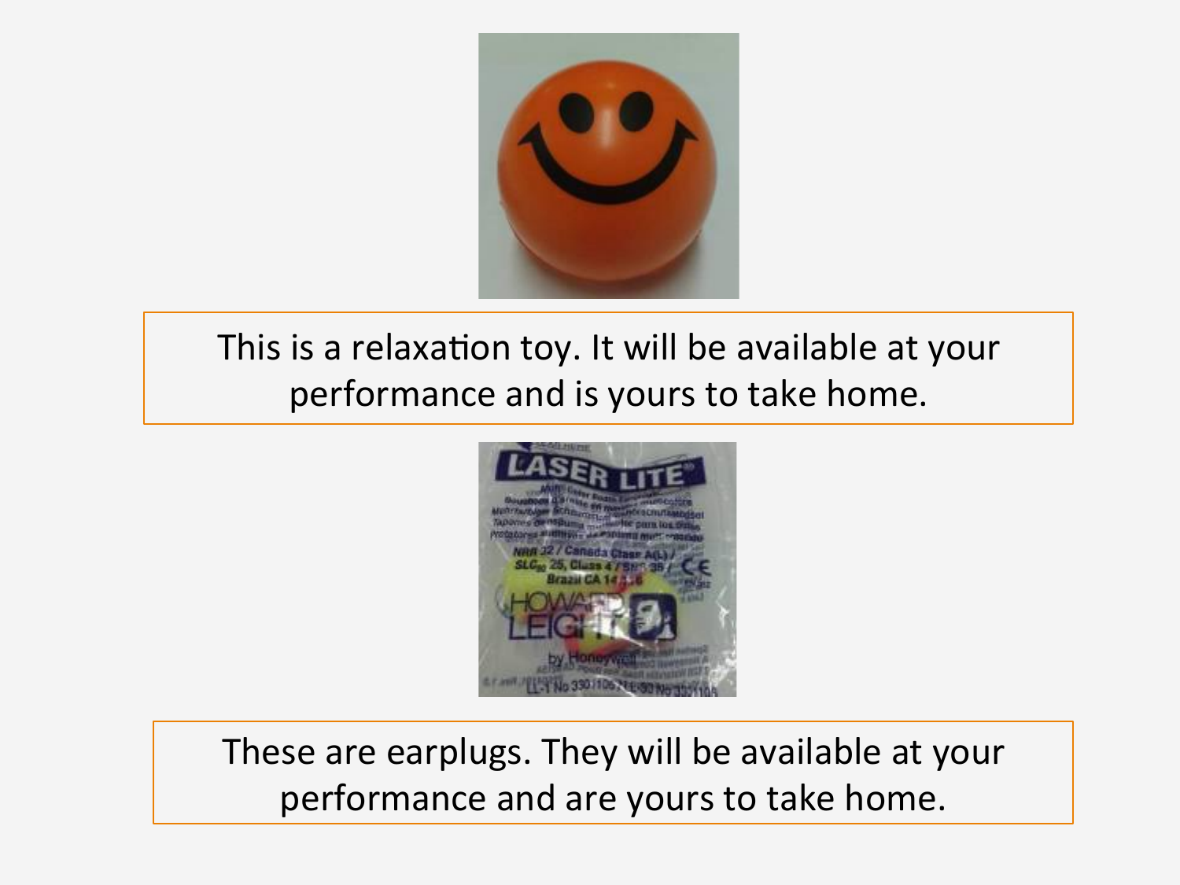This is a relaxation toy. It will be available at your performance and is yours to take home.

These are earplugs. They will be available at your performance and are yours to take home.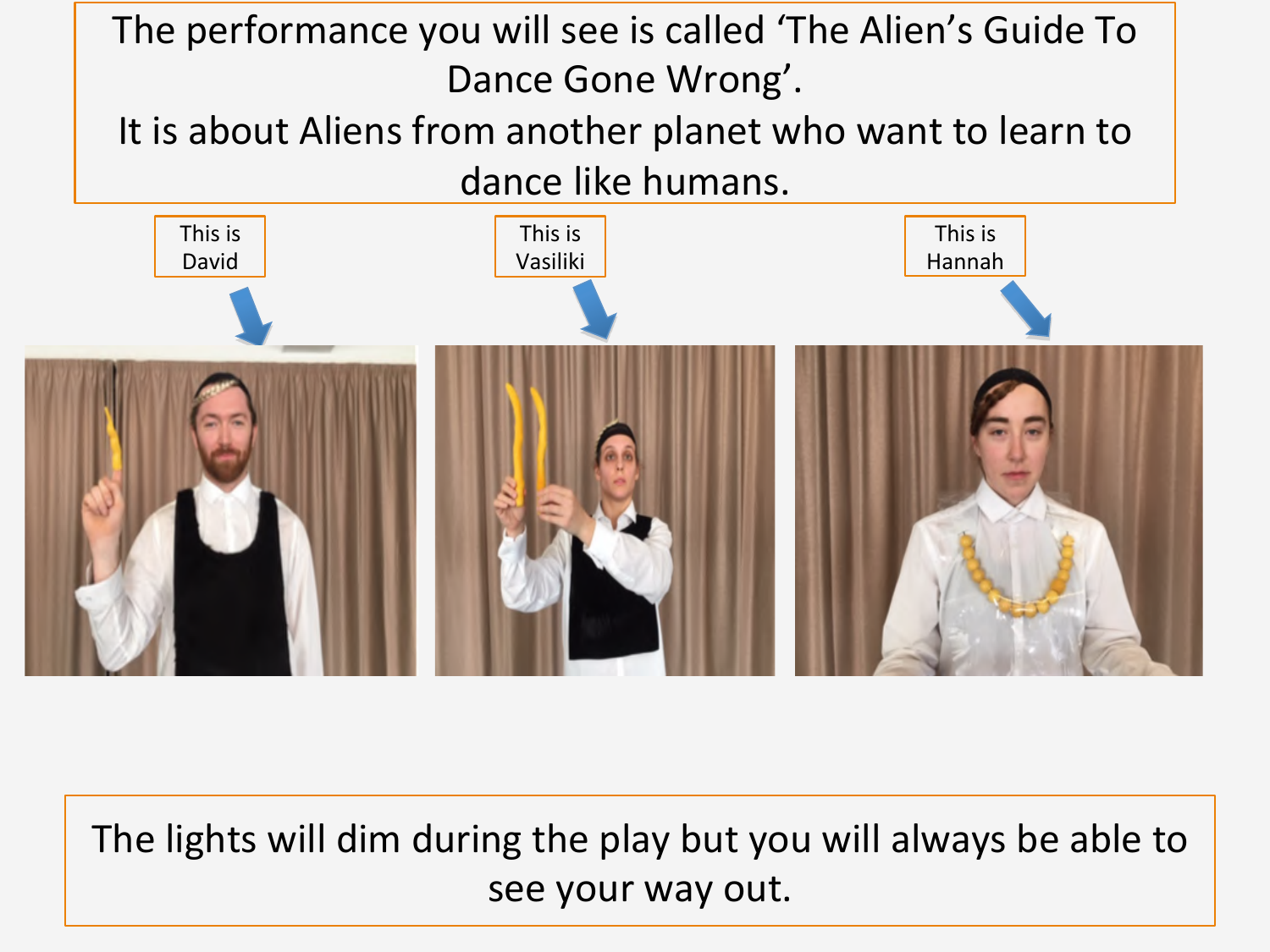The performance you will see is called 'The Alien's Guide To Dance Gone Wrong'.

It is about Aliens from another planet who want to learn to dance like humans.

This is David

This is Vasiliki

This is Hannah

The lights will dim during the play but you will always be able to see your way out.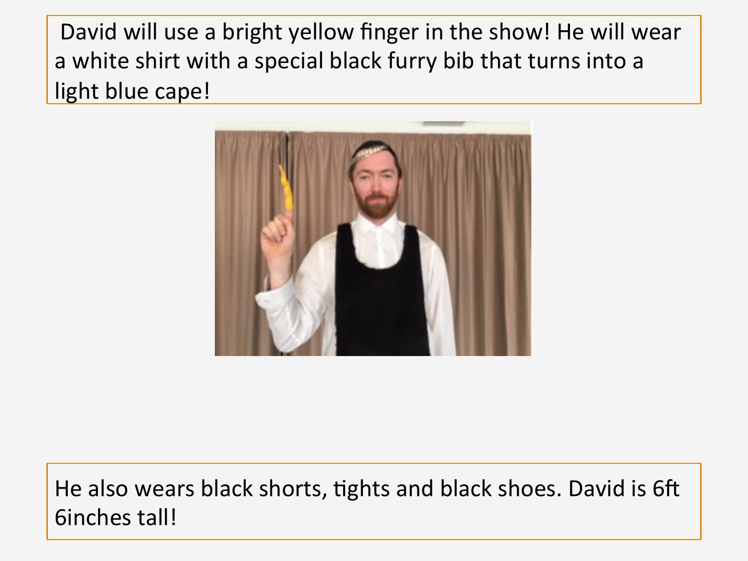David will use a bright yellow finger in the show! He will wear a white shirt with a special black furry bib that turns into a light blue cape!

He also wears black shorts, tights and black shoes. David is 6ft 6inches tall!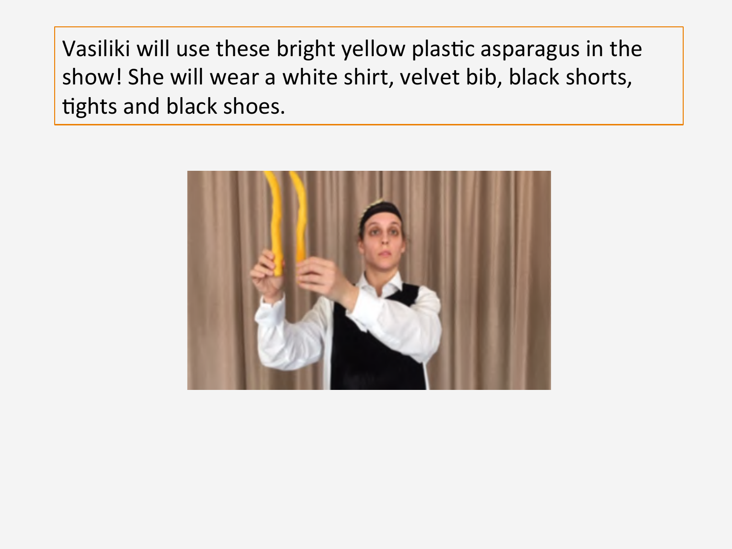Vasiliki will use these bright yellow plastic asparagus in the show! She will wear a white shirt, velvet bib, black shorts, tights and black shoes.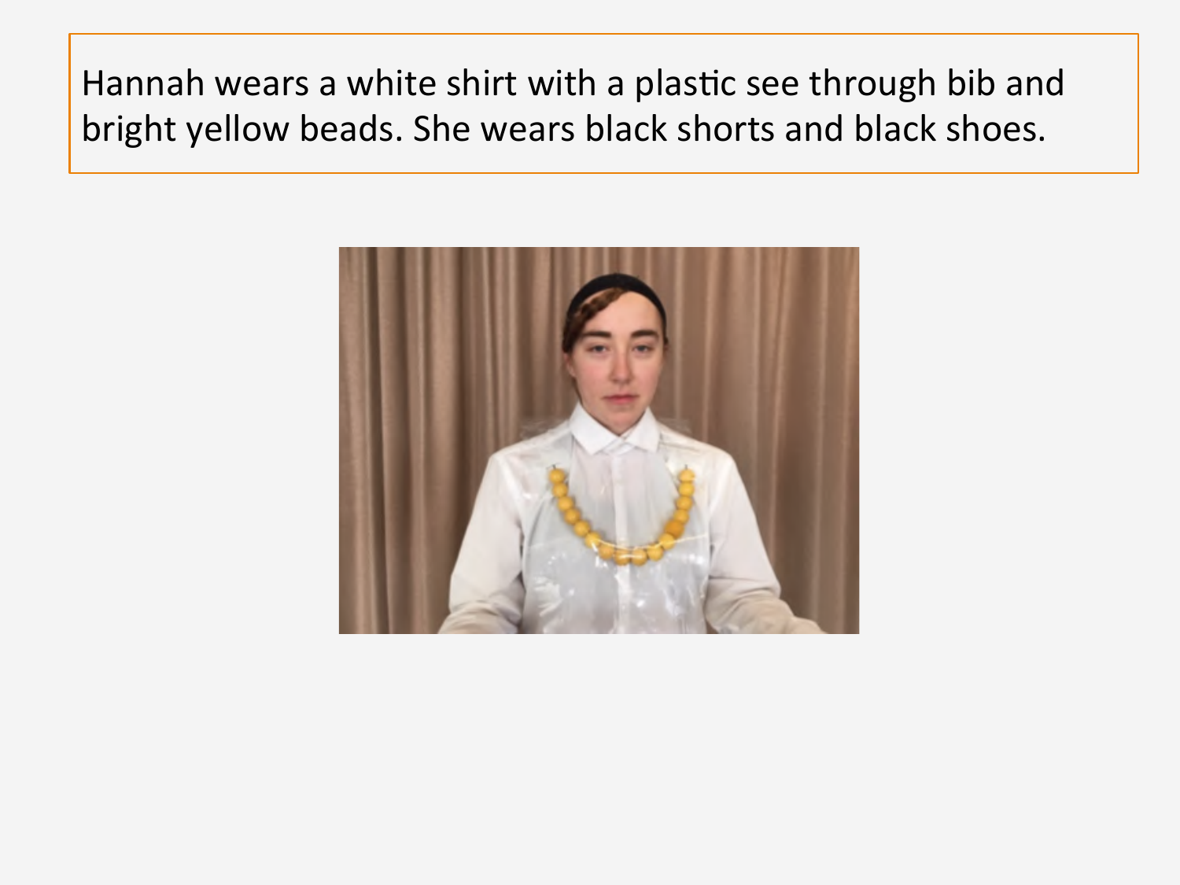Hannah wears a white shirt with a plastic see through bib and bright yellow beads. She wears black shorts and black shoes.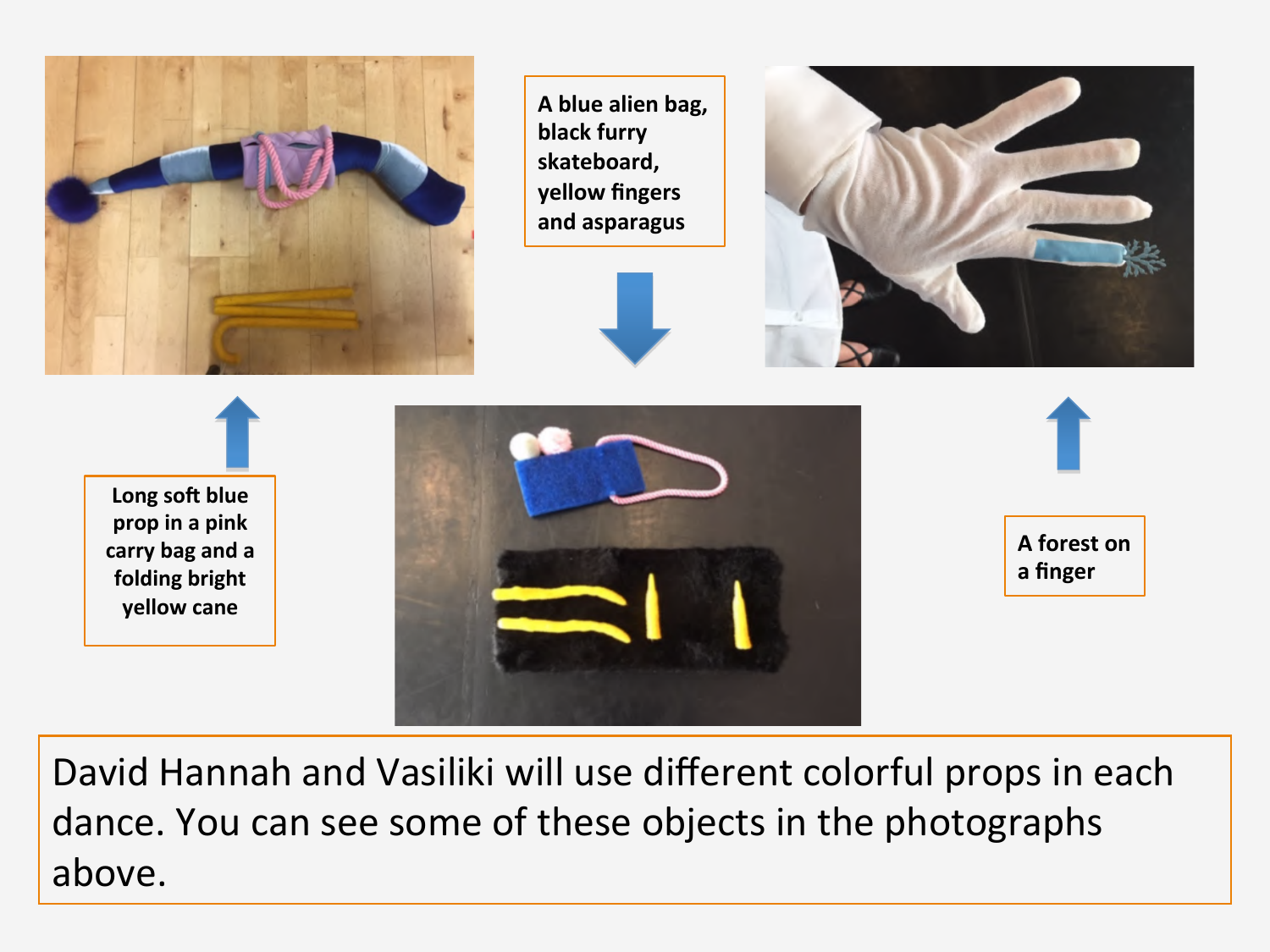A blue alien bag, black furry skateboard, yellow fingers and asparagus

Long soft blue prop in a pink carry bag and a folding bright yellow cane

A forest on a finger

David Hannah and Vasiliki will use different colorful props in each dance. You can see some of these objects in the photographs above.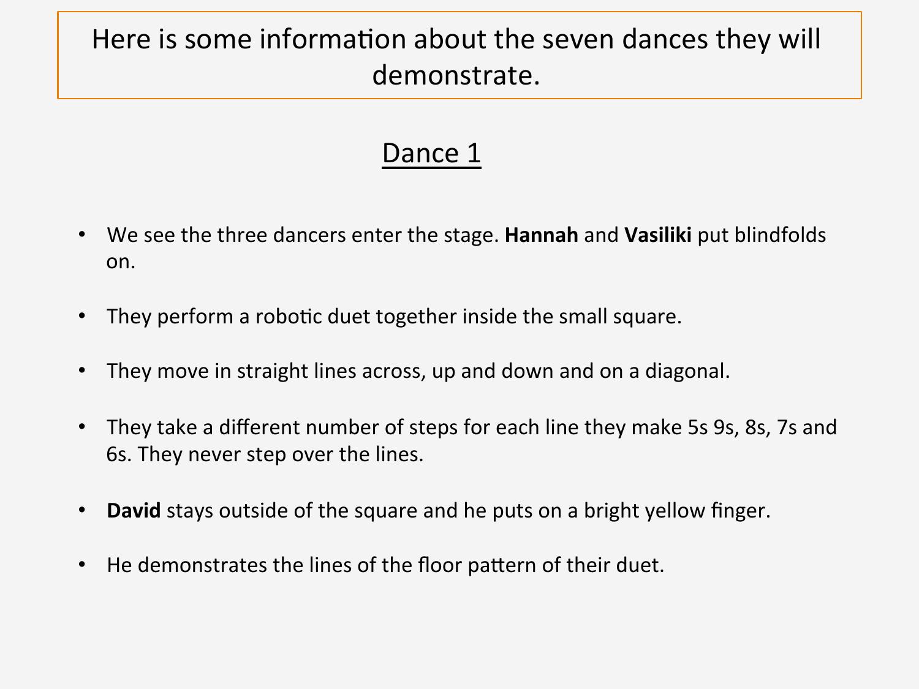Here is some information about the seven dances they will demonstrate.

## Dance 1

- We see the three dancers enter the stage. **Hannah** and **Vasiliki** put blindfolds on.
- They perform a robotic duet together inside the small square.
- They move in straight lines across, up and down and on a diagonal.
- They take a different number of steps for each line they make 5s 9s, 8s, 7s and 6s. They never step over the lines.
- **David** stays outside of the square and he puts on a bright yellow finger.
- He demonstrates the lines of the floor pattern of their duet.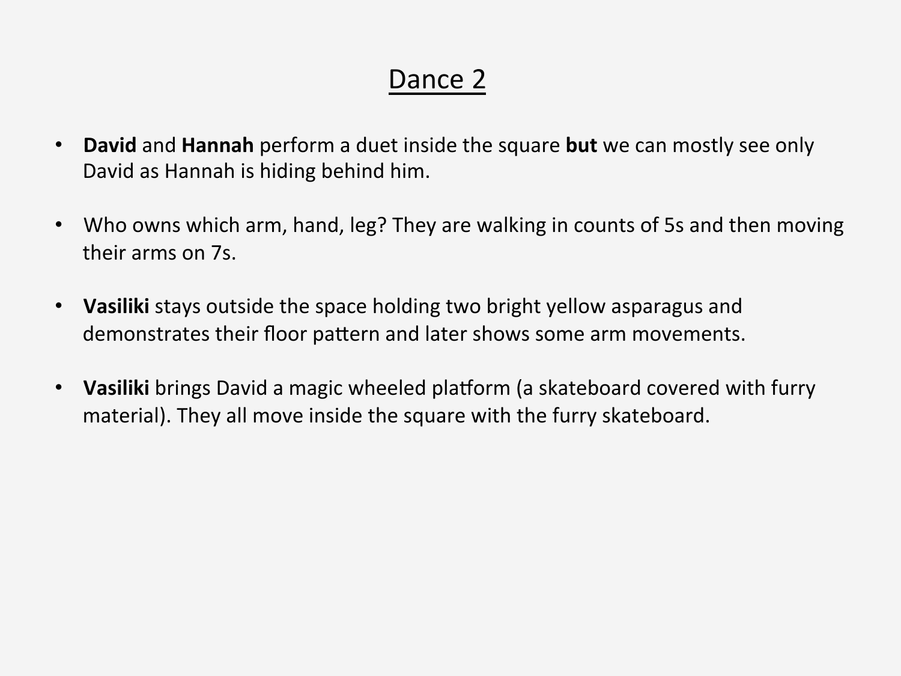# Dance 2

- **David** and **Hannah** perform a duet inside the square **but** we can mostly see only David as Hannah is hiding behind him.

- Who owns which arm, hand, leg? They are walking in counts of 5s and then moving their arms on 7s.

- **Vasiliki** stays outside the space holding two bright yellow asparagus and demonstrates their floor pattern and later shows some arm movements.

- **Vasiliki** brings David a magic wheeled platform (a skateboard covered with furry material). They all move inside the square with the furry skateboard.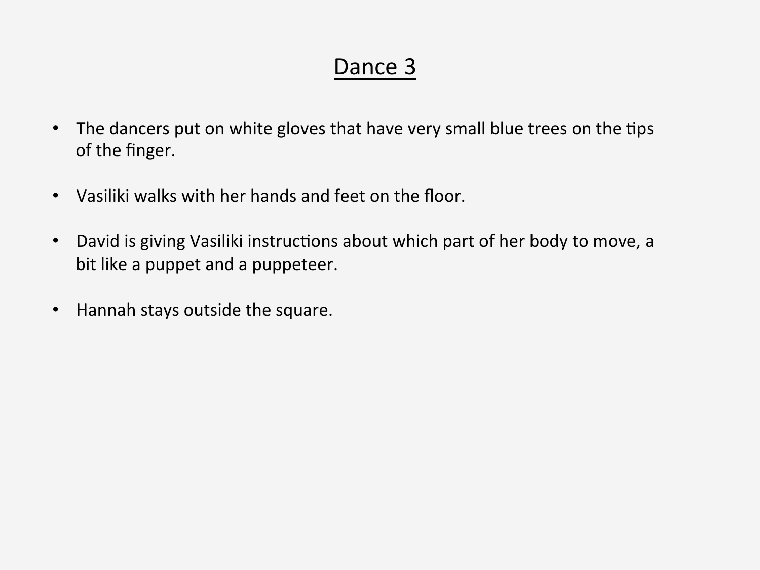# Dance 3

- The dancers put on white gloves that have very small blue trees on the tips of the finger.
- Vasiliki walks with her hands and feet on the floor.
- David is giving Vasiliki instructions about which part of her body to move, a bit like a puppet and a puppeteer.
- Hannah stays outside the square.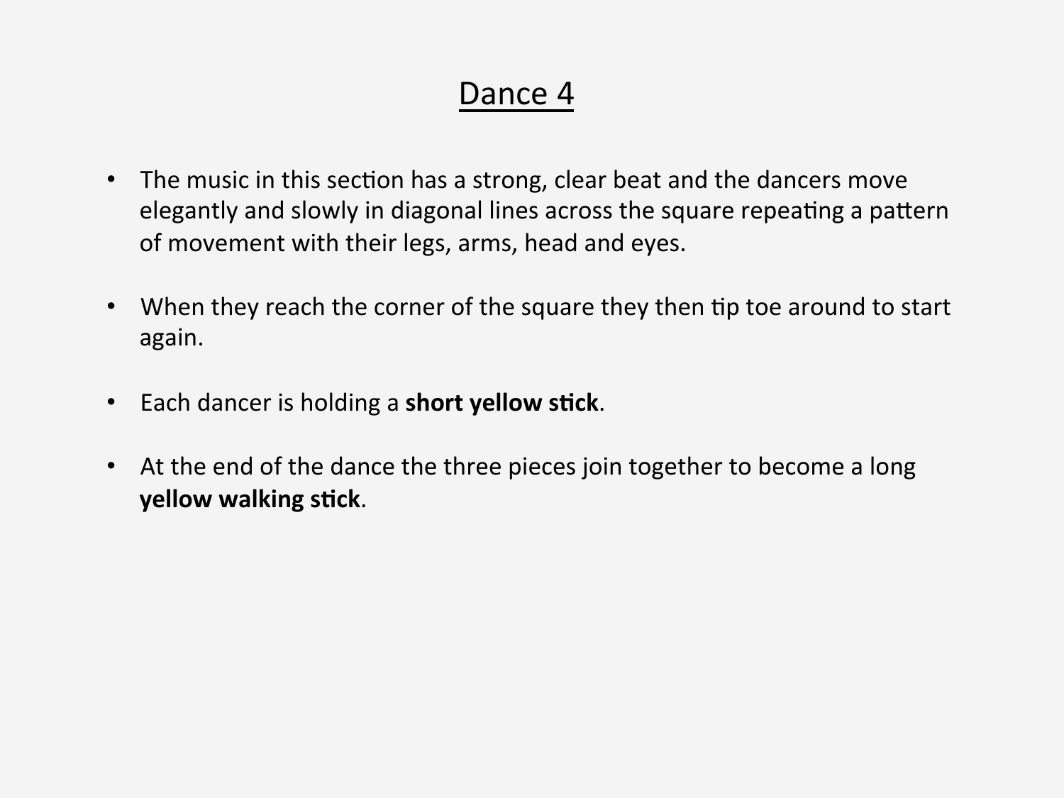# Dance 4

- The music in this section has a strong, clear beat and the dancers move elegantly and slowly in diagonal lines across the square repeating a pattern of movement with their legs, arms, head and eyes.
- When they reach the corner of the square they then tip toe around to start again.
- Each dancer is holding a **short yellow stick**.
- At the end of the dance the three pieces join together to become a long **yellow walking stick**.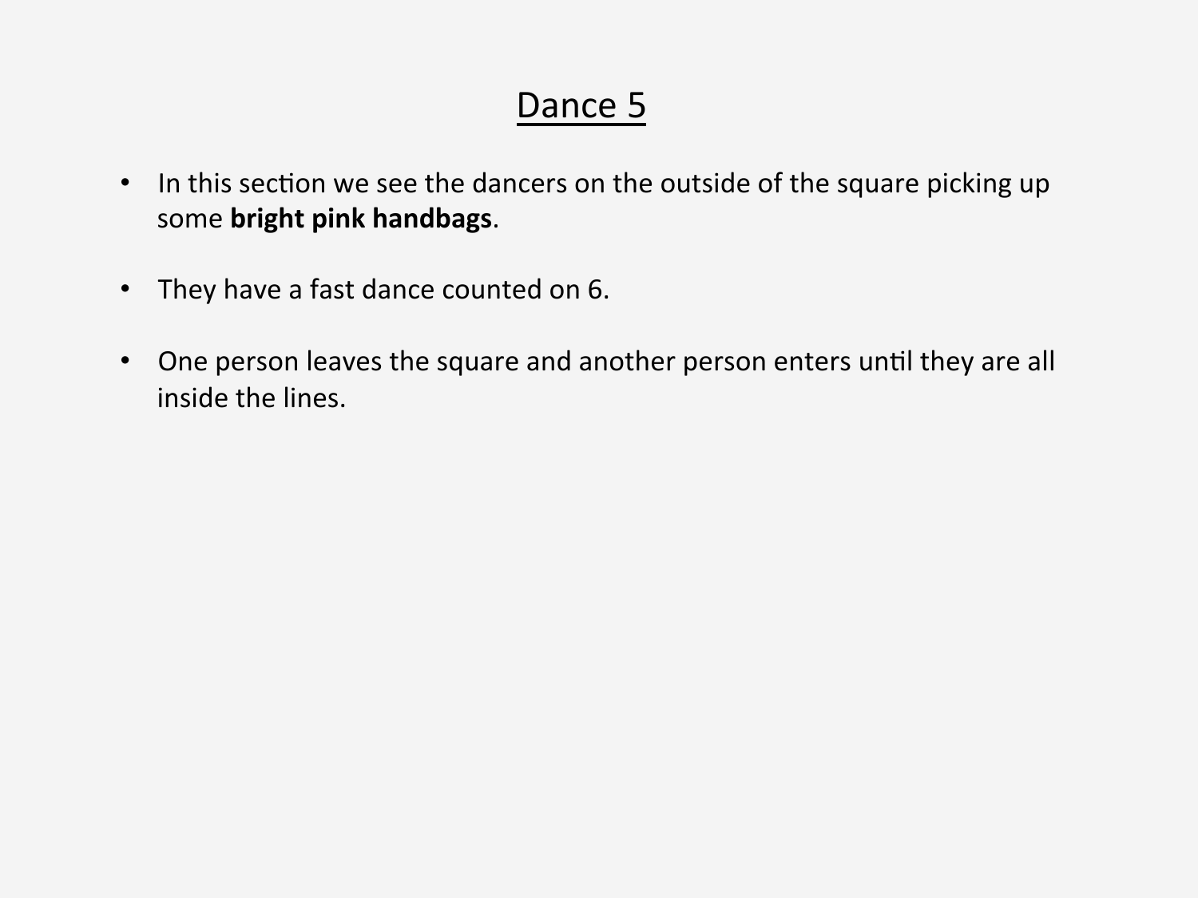# Dance 5

- In this section we see the dancers on the outside of the square picking up some **bright pink handbags**.
- They have a fast dance counted on 6.
- One person leaves the square and another person enters until they are all inside the lines.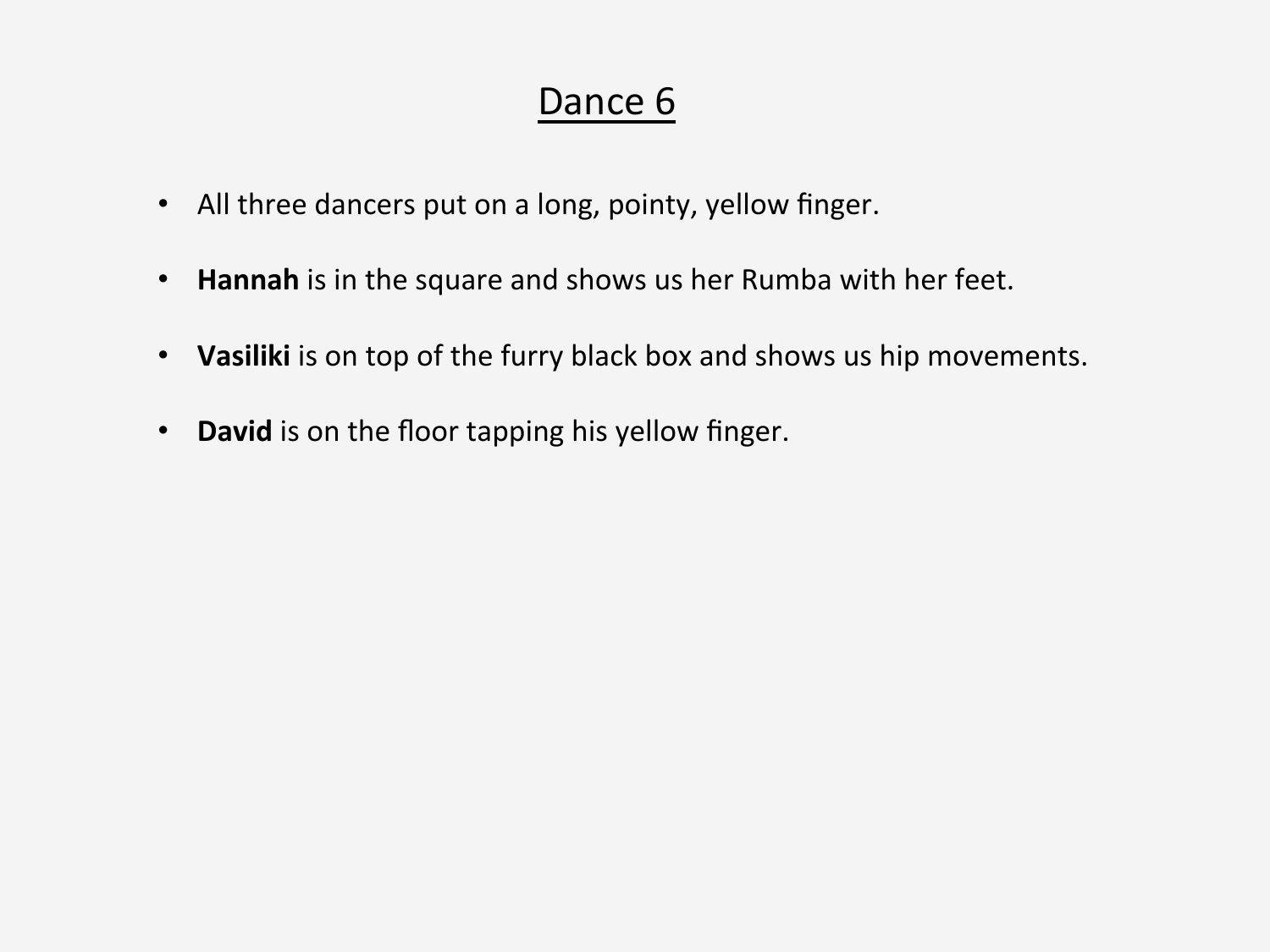# Dance 6

- All three dancers put on a long, pointy, yellow finger.
- **Hannah** is in the square and shows us her Rumba with her feet.
- **Vasiliki** is on top of the furry black box and shows us hip movements.
- **David** is on the floor tapping his yellow finger.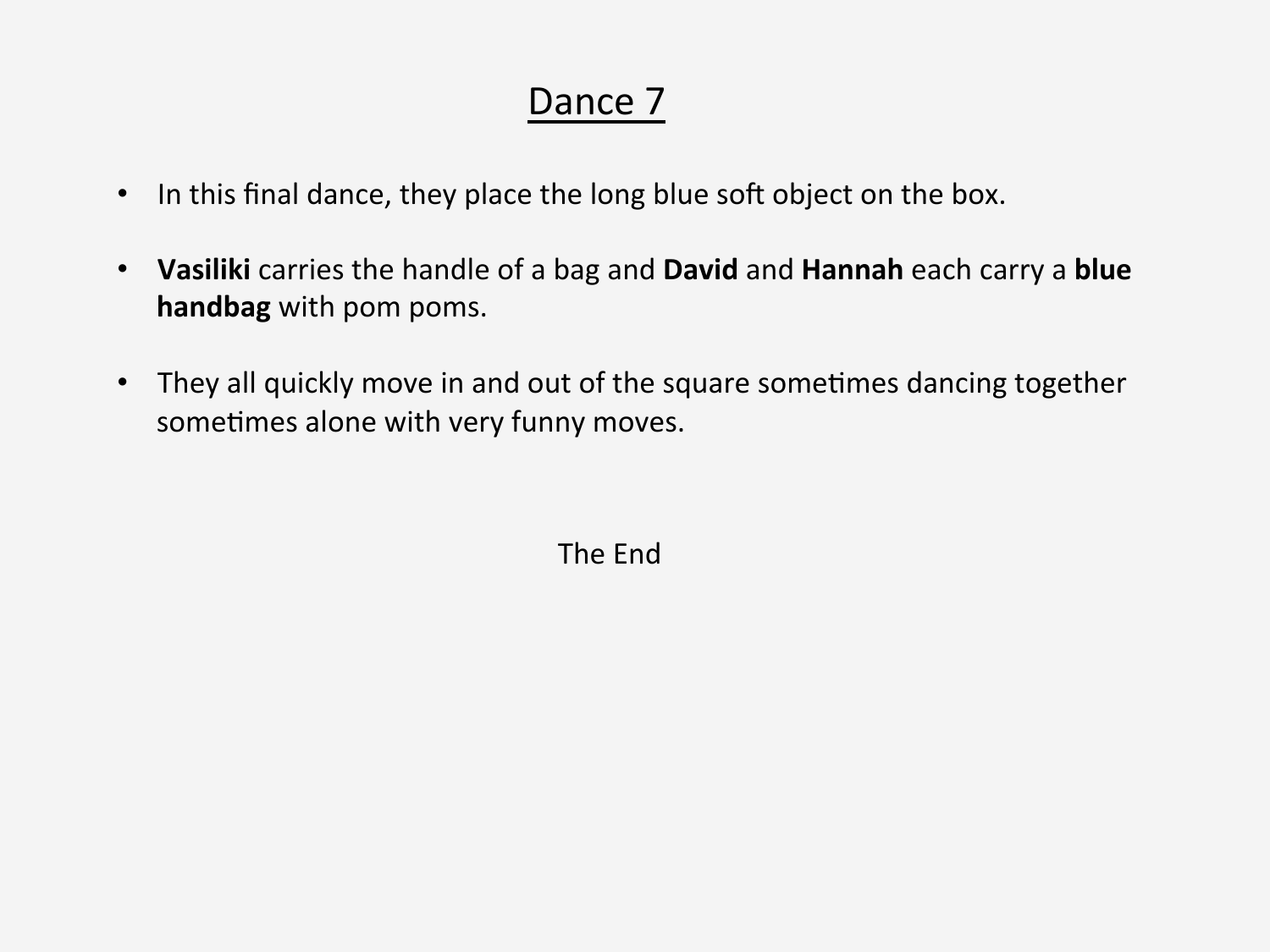# Dance 7

- In this final dance, they place the long blue soft object on the box.
- **Vasiliki** carries the handle of a bag and **David** and **Hannah** each carry a **blue handbag** with pom poms.
- They all quickly move in and out of the square sometimes dancing together sometimes alone with very funny moves.

The End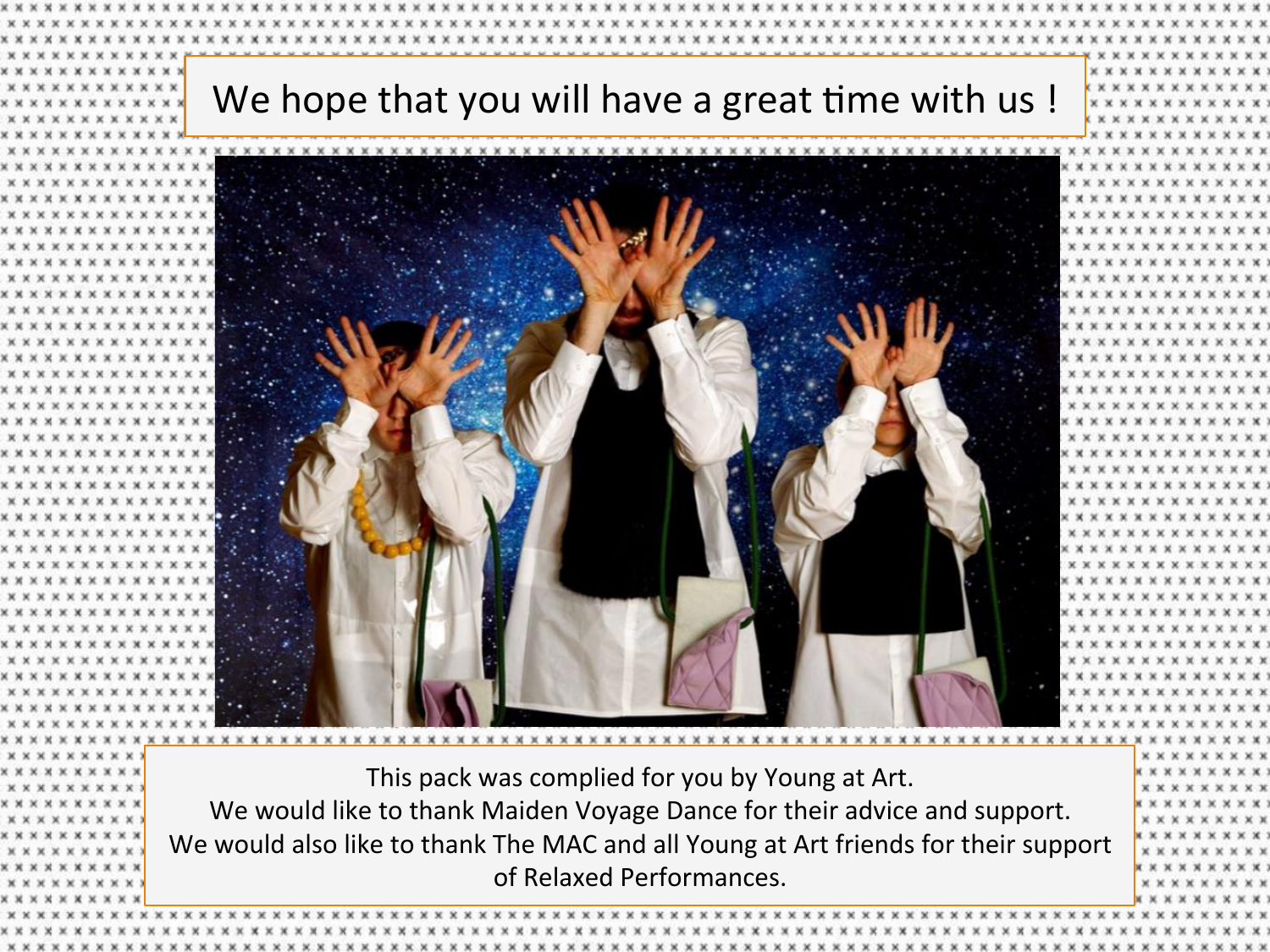We hope that you will have a great time with us !

This pack was complied for you by Young at Art.
We would like to thank Maiden Voyage Dance for their advice and support.
We would also like to thank The MAC and all Young at Art friends for their support of Relaxed Performances.